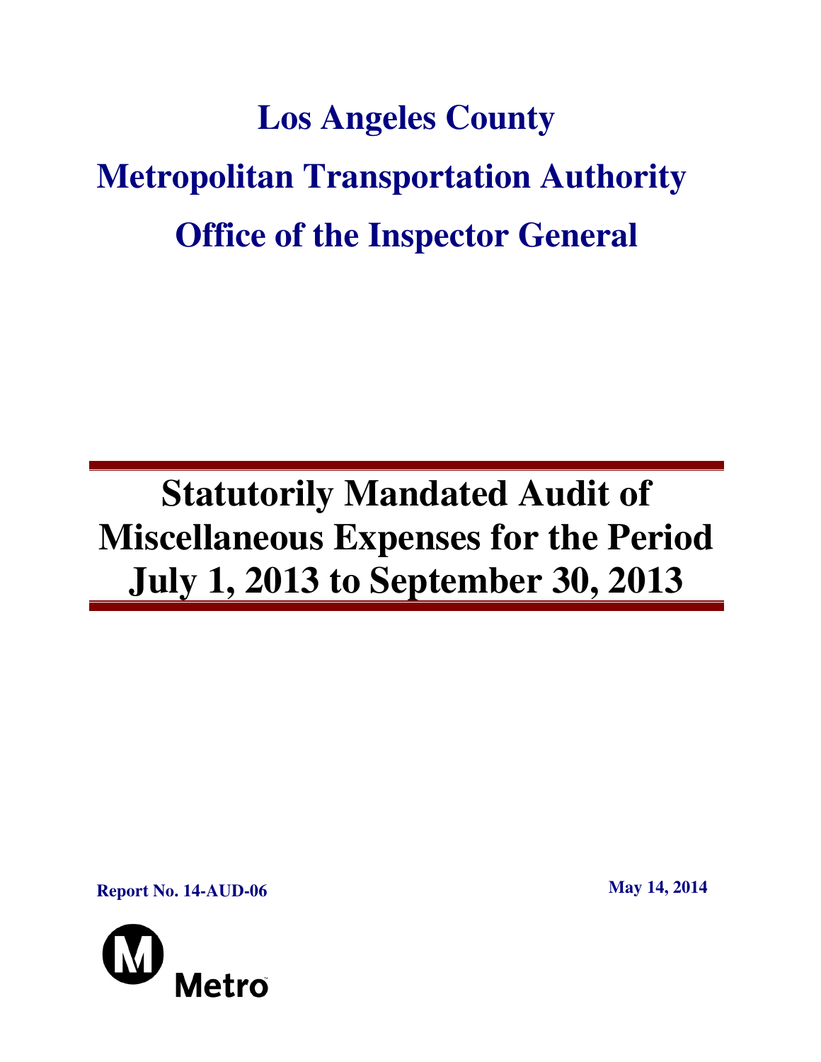# Los Angeles County

# Metropolitan Transportation Authority

# Office of the Inspector General

---

# Statutorily Mandated Audit of Miscellaneous Expenses for the Period July 1, 2013 to September 30, 2013

---

**Report No. 14-AUD-06**

**May 14, 2014**

Metro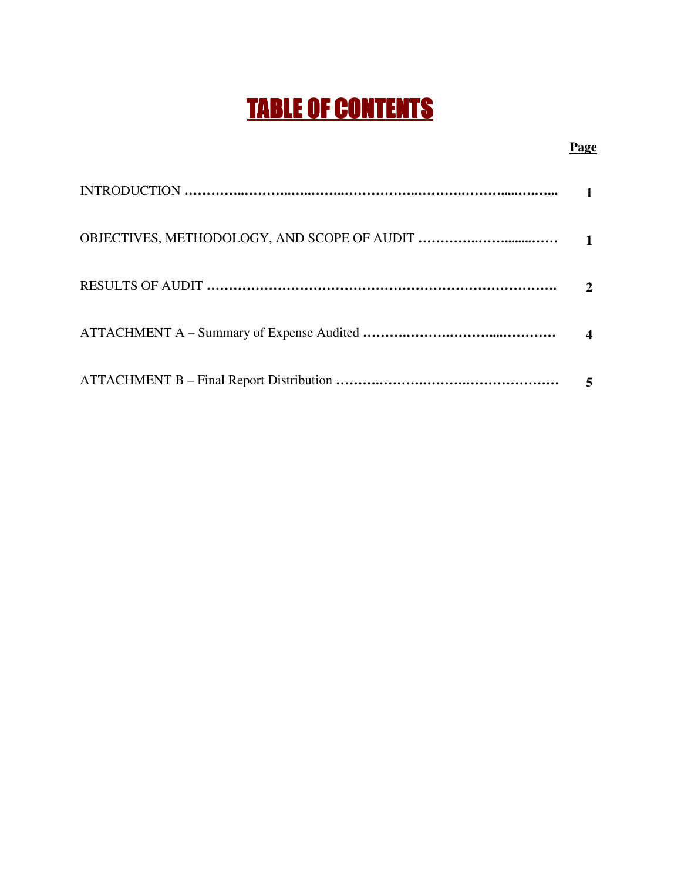# TABLE OF CONTENTS

| | Page |
|---|---|
| INTRODUCTION | 1 |
| OBJECTIVES, METHODOLOGY, AND SCOPE OF AUDIT | 1 |
| RESULTS OF AUDIT | 2 |
| ATTACHMENT A – Summary of Expense Audited | 4 |
| ATTACHMENT B – Final Report Distribution | 5 |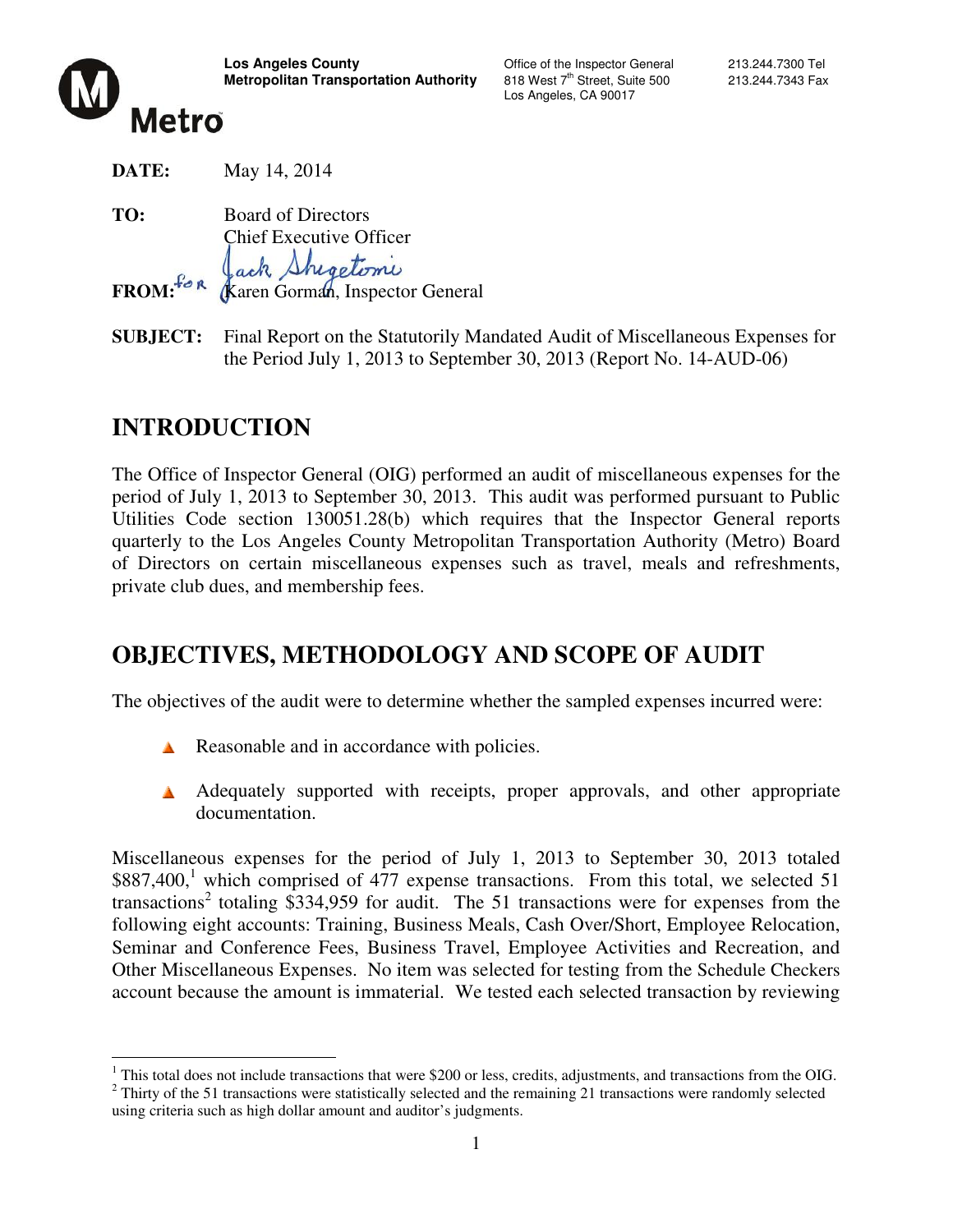Los Angeles County
Metropolitan Transportation Authority

Office of the Inspector General
818 West 7th Street, Suite 500
Los Angeles, CA 90017

213.244.7300 Tel
213.244.7343 Fax

**DATE:** May 14, 2014

**TO:** Board of Directors
Chief Executive Officer

**FROM:** for Jack Shigetomi
Karen Gorman, Inspector General

**SUBJECT:** Final Report on the Statutorily Mandated Audit of Miscellaneous Expenses for the Period July 1, 2013 to September 30, 2013 (Report No. 14-AUD-06)

## INTRODUCTION

The Office of Inspector General (OIG) performed an audit of miscellaneous expenses for the period of July 1, 2013 to September 30, 2013. This audit was performed pursuant to Public Utilities Code section 130051.28(b) which requires that the Inspector General reports quarterly to the Los Angeles County Metropolitan Transportation Authority (Metro) Board of Directors on certain miscellaneous expenses such as travel, meals and refreshments, private club dues, and membership fees.

## OBJECTIVES, METHODOLOGY AND SCOPE OF AUDIT

The objectives of the audit were to determine whether the sampled expenses incurred were:

- Reasonable and in accordance with policies.
- Adequately supported with receipts, proper approvals, and other appropriate documentation.

Miscellaneous expenses for the period of July 1, 2013 to September 30, 2013 totaled $887,400,[1] which comprised of 477 expense transactions. From this total, we selected 51 transactions[2] totaling $334,959 for audit. The 51 transactions were for expenses from the following eight accounts: Training, Business Meals, Cash Over/Short, Employee Relocation, Seminar and Conference Fees, Business Travel, Employee Activities and Recreation, and Other Miscellaneous Expenses. No item was selected for testing from the Schedule Checkers account because the amount is immaterial. We tested each selected transaction by reviewing

[1] This total does not include transactions that were $200 or less, credits, adjustments, and transactions from the OIG.

[2] Thirty of the 51 transactions were statistically selected and the remaining 21 transactions were randomly selected using criteria such as high dollar amount and auditor's judgments.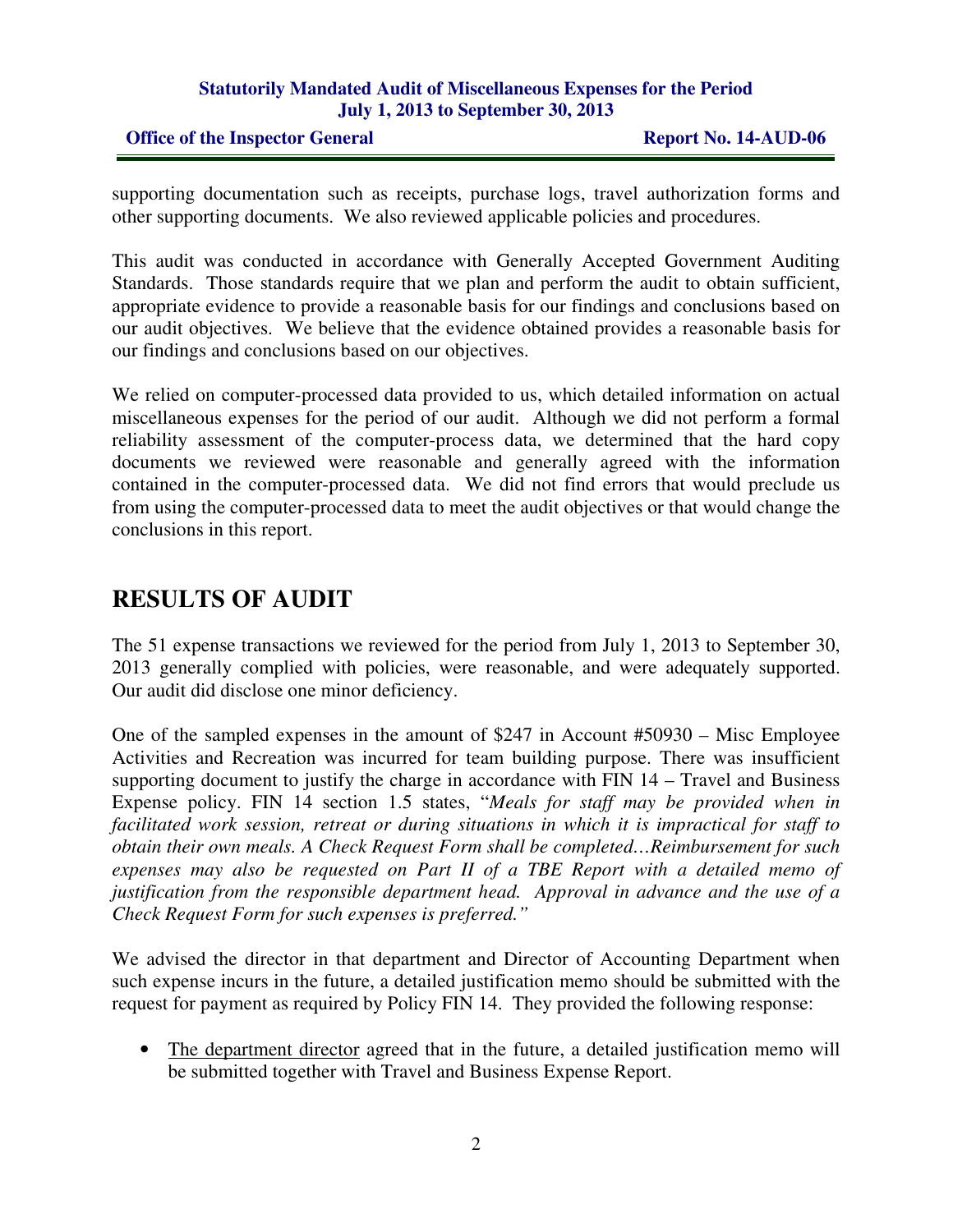supporting documentation such as receipts, purchase logs, travel authorization forms and other supporting documents. We also reviewed applicable policies and procedures.

This audit was conducted in accordance with Generally Accepted Government Auditing Standards. Those standards require that we plan and perform the audit to obtain sufficient, appropriate evidence to provide a reasonable basis for our findings and conclusions based on our audit objectives. We believe that the evidence obtained provides a reasonable basis for our findings and conclusions based on our objectives.

We relied on computer-processed data provided to us, which detailed information on actual miscellaneous expenses for the period of our audit. Although we did not perform a formal reliability assessment of the computer-process data, we determined that the hard copy documents we reviewed were reasonable and generally agreed with the information contained in the computer-processed data. We did not find errors that would preclude us from using the computer-processed data to meet the audit objectives or that would change the conclusions in this report.

# RESULTS OF AUDIT

The 51 expense transactions we reviewed for the period from July 1, 2013 to September 30, 2013 generally complied with policies, were reasonable, and were adequately supported. Our audit did disclose one minor deficiency.

One of the sampled expenses in the amount of $247 in Account #50930 – Misc Employee Activities and Recreation was incurred for team building purpose. There was insufficient supporting document to justify the charge in accordance with FIN 14 – Travel and Business Expense policy. FIN 14 section 1.5 states, "*Meals for staff may be provided when in facilitated work session, retreat or during situations in which it is impractical for staff to obtain their own meals. A Check Request Form shall be completed…Reimbursement for such expenses may also be requested on Part II of a TBE Report with a detailed memo of justification from the responsible department head. Approval in advance and the use of a Check Request Form for such expenses is preferred.*"

We advised the director in that department and Director of Accounting Department when such expense incurs in the future, a detailed justification memo should be submitted with the request for payment as required by Policy FIN 14. They provided the following response:

- <u>The department director</u> agreed that in the future, a detailed justification memo will be submitted together with Travel and Business Expense Report.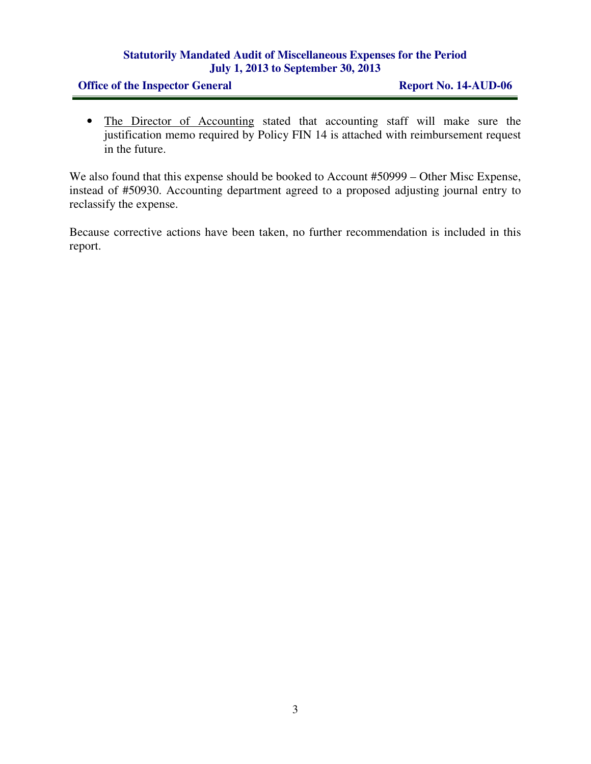- The Director of Accounting stated that accounting staff will make sure the justification memo required by Policy FIN 14 is attached with reimbursement request in the future.

We also found that this expense should be booked to Account #50999 – Other Misc Expense, instead of #50930. Accounting department agreed to a proposed adjusting journal entry to reclassify the expense.

Because corrective actions have been taken, no further recommendation is included in this report.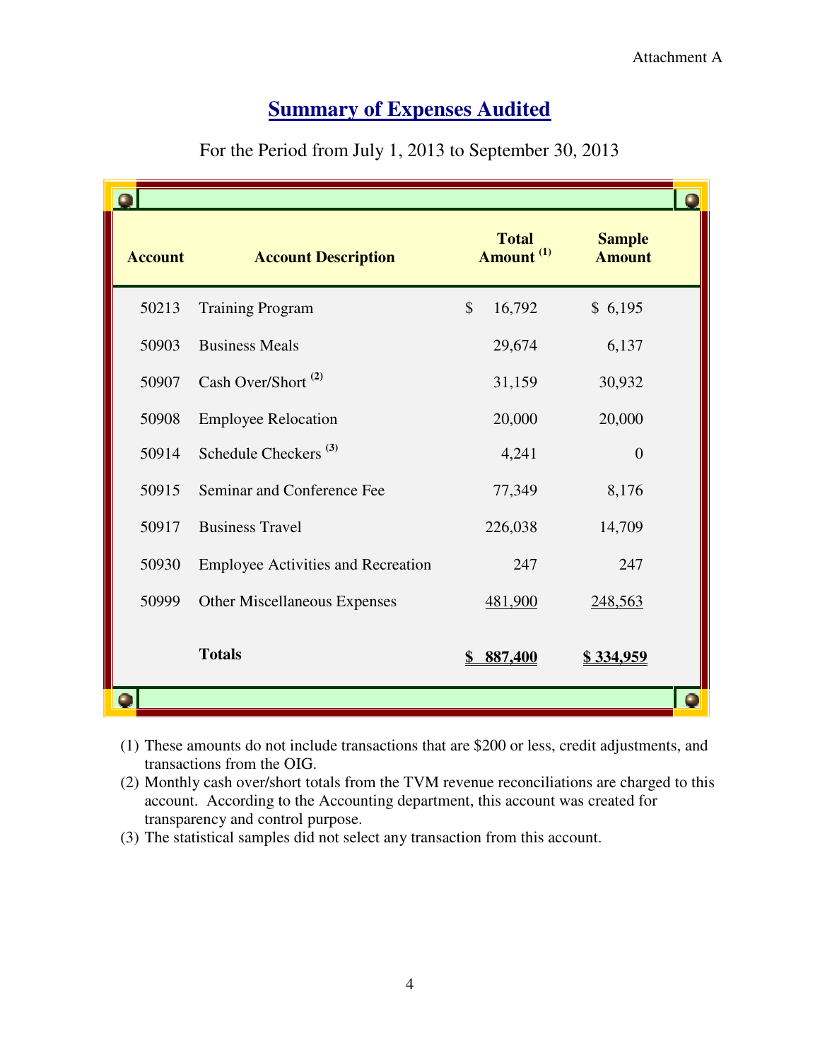Attachment A

# Summary of Expenses Audited

For the Period from July 1, 2013 to September 30, 2013

| Account | Account Description | Total Amount [1] | Sample Amount |
|---|---|---|---|
| 50213 | Training Program | $ 16,792 | $ 6,195 |
| 50903 | Business Meals | 29,674 | 6,137 |
| 50907 | Cash Over/Short [2] | 31,159 | 30,932 |
| 50908 | Employee Relocation | 20,000 | 20,000 |
| 50914 | Schedule Checkers [3] | 4,241 | 0 |
| 50915 | Seminar and Conference Fee | 77,349 | 8,176 |
| 50917 | Business Travel | 226,038 | 14,709 |
| 50930 | Employee Activities and Recreation | 247 | 247 |
| 50999 | Other Miscellaneous Expenses | 481,900 | 248,563 |
| | **Totals** | **$ 887,400** | **$ 334,959** |

(1) These amounts do not include transactions that are $200 or less, credit adjustments, and transactions from the OIG.

(2) Monthly cash over/short totals from the TVM revenue reconciliations are charged to this account. According to the Accounting department, this account was created for transparency and control purpose.

(3) The statistical samples did not select any transaction from this account.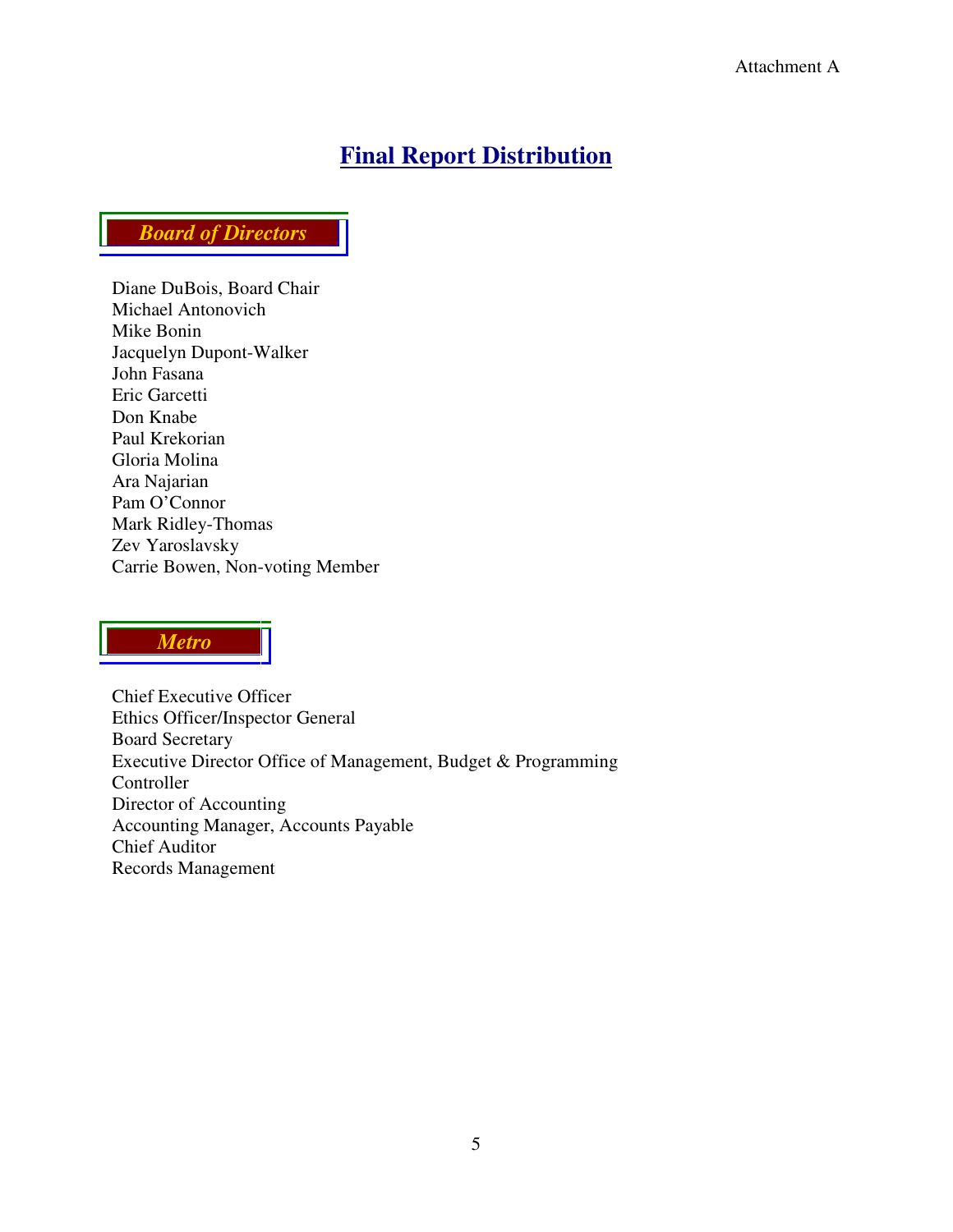Attachment A

# Final Report Distribution

## *Board of Directors*

Diane DuBois, Board Chair
Michael Antonovich
Mike Bonin
Jacquelyn Dupont-Walker
John Fasana
Eric Garcetti
Don Knabe
Paul Krekorian
Gloria Molina
Ara Najarian
Pam O'Connor
Mark Ridley-Thomas
Zev Yaroslavsky
Carrie Bowen, Non-voting Member

## *Metro*

Chief Executive Officer
Ethics Officer/Inspector General
Board Secretary
Executive Director Office of Management, Budget & Programming
Controller
Director of Accounting
Accounting Manager, Accounts Payable
Chief Auditor
Records Management